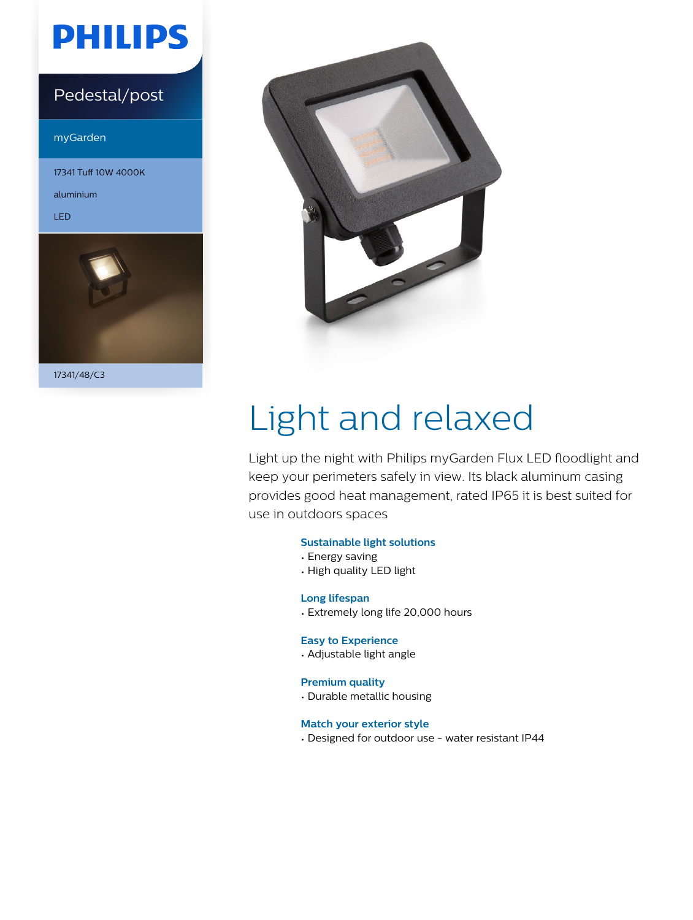PHILIPS

Pedestal/post

myGarden

17341 Tuff 10W 4000K

aluminium

LED

17341/48/C3

# Light and relaxed

Light up the night with Philips myGarden Flux LED floodlight and keep your perimeters safely in view. Its black aluminum casing provides good heat management, rated IP65 it is best suited for use in outdoors spaces

### Sustainable light solutions

- Energy saving
- High quality LED light

### Long lifespan

- Extremely long life 20,000 hours

### Easy to Experience

- Adjustable light angle

### Premium quality

- Durable metallic housing

### Match your exterior style

- Designed for outdoor use - water resistant IP44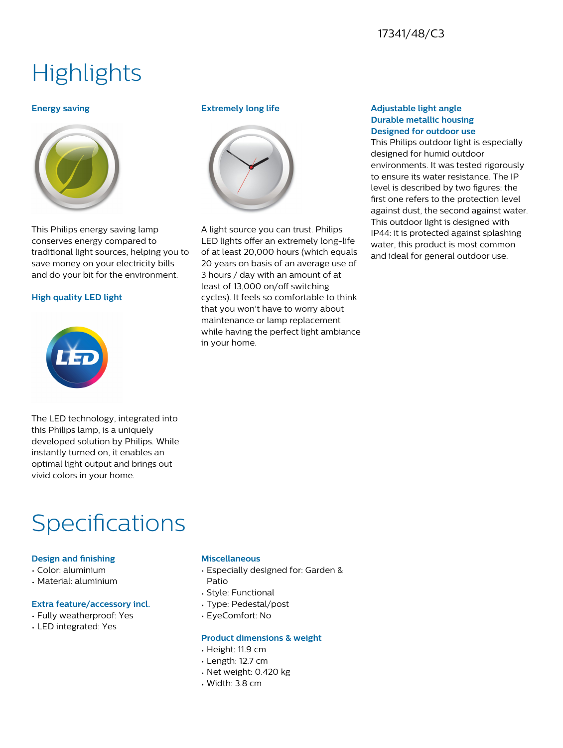17341/48/C3

# Highlights

### Energy saving

This Philips energy saving lamp conserves energy compared to traditional light sources, helping you to save money on your electricity bills and do your bit for the environment.

### High quality LED light

The LED technology, integrated into this Philips lamp, is a uniquely developed solution by Philips. While instantly turned on, it enables an optimal light output and brings out vivid colors in your home.

### Extremely long life

A light source you can trust. Philips LED lights offer an extremely long-life of at least 20,000 hours (which equals 20 years on basis of an average use of 3 hours / day with an amount of at least of 13,000 on/off switching cycles). It feels so comfortable to think that you won't have to worry about maintenance or lamp replacement while having the perfect light ambiance in your home.

### Adjustable light angle

### Durable metallic housing

### Designed for outdoor use

This Philips outdoor light is especially designed for humid outdoor environments. It was tested rigorously to ensure its water resistance. The IP level is described by two figures: the first one refers to the protection level against dust, the second against water. This outdoor light is designed with IP44: it is protected against splashing water, this product is most common and ideal for general outdoor use.

# Specifications

### Design and finishing

- Color: aluminium
- Material: aluminium

### Extra feature/accessory incl.

- Fully weatherproof: Yes
- LED integrated: Yes

### Miscellaneous

- Especially designed for: Garden & Patio
- Style: Functional
- Type: Pedestal/post
- EyeComfort: No

### Product dimensions & weight

- Height: 11.9 cm
- Length: 12.7 cm
- Net weight: 0.420 kg
- Width: 3.8 cm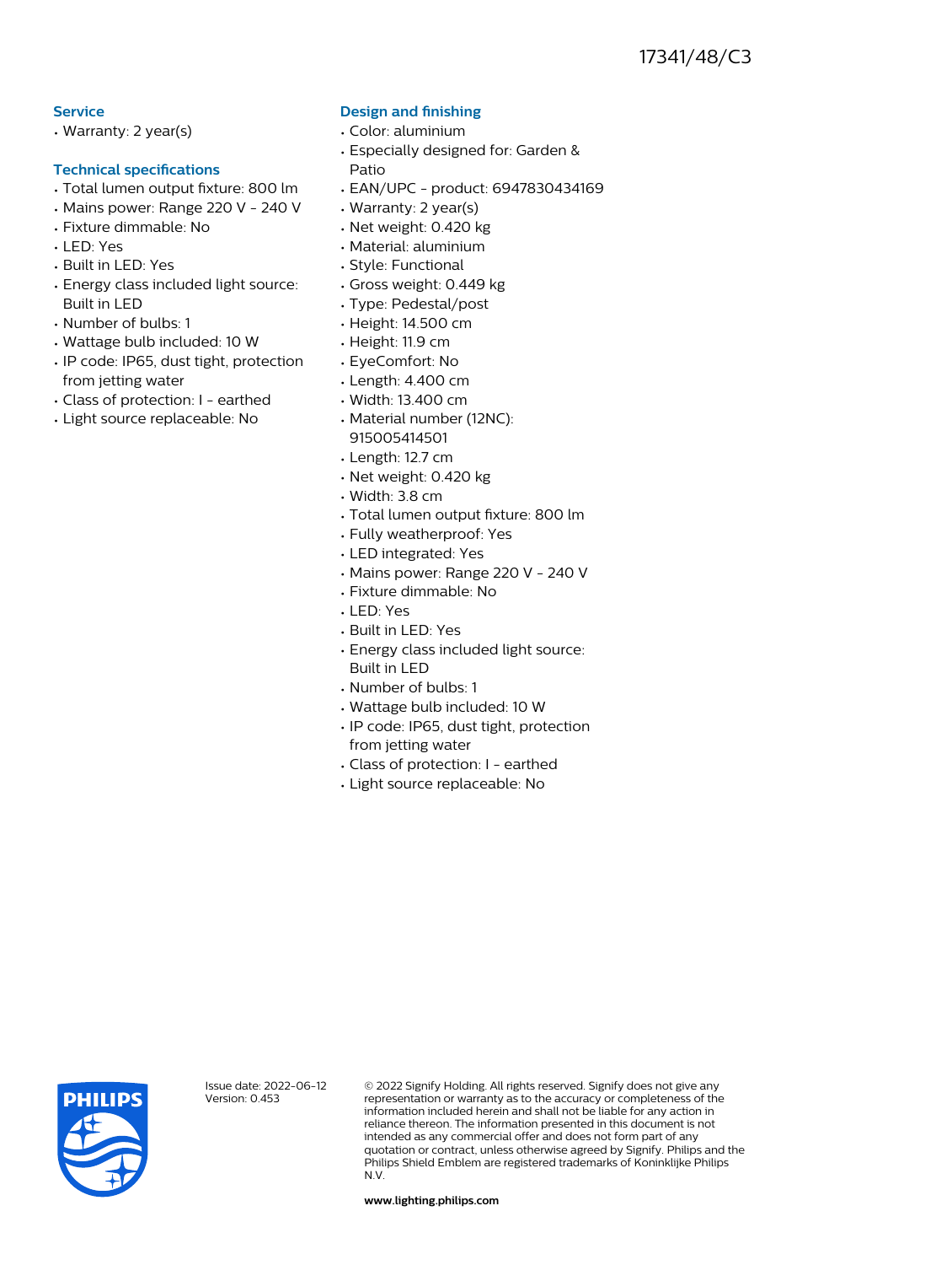17341/48/C3

## Service

- Warranty: 2 year(s)

## Technical specifications

- Total lumen output fixture: 800 lm
- Mains power: Range 220 V - 240 V
- Fixture dimmable: No
- LED: Yes
- Built in LED: Yes
- Energy class included light source: Built in LED
- Number of bulbs: 1
- Wattage bulb included: 10 W
- IP code: IP65, dust tight, protection from jetting water
- Class of protection: I - earthed
- Light source replaceable: No

## Design and finishing

- Color: aluminium
- Especially designed for: Garden & Patio
- EAN/UPC - product: 6947830434169
- Warranty: 2 year(s)
- Net weight: 0.420 kg
- Material: aluminium
- Style: Functional
- Gross weight: 0.449 kg
- Type: Pedestal/post
- Height: 14.500 cm
- Height: 11.9 cm
- EyeComfort: No
- Length: 4.400 cm
- Width: 13.400 cm
- Material number (12NC): 915005414501
- Length: 12.7 cm
- Net weight: 0.420 kg
- Width: 3.8 cm
- Total lumen output fixture: 800 lm
- Fully weatherproof: Yes
- LED integrated: Yes
- Mains power: Range 220 V - 240 V
- Fixture dimmable: No
- LED: Yes
- Built in LED: Yes
- Energy class included light source: Built in LED
- Number of bulbs: 1
- Wattage bulb included: 10 W
- IP code: IP65, dust tight, protection from jetting water
- Class of protection: I - earthed
- Light source replaceable: No

Issue date: 2022-06-12
Version: 0.453

© 2022 Signify Holding. All rights reserved. Signify does not give any representation or warranty as to the accuracy or completeness of the information included herein and shall not be liable for any action in reliance thereon. The information presented in this document is not intended as any commercial offer and does not form part of any quotation or contract, unless otherwise agreed by Signify. Philips and the Philips Shield Emblem are registered trademarks of Koninklijke Philips N.V.

**www.lighting.philips.com**